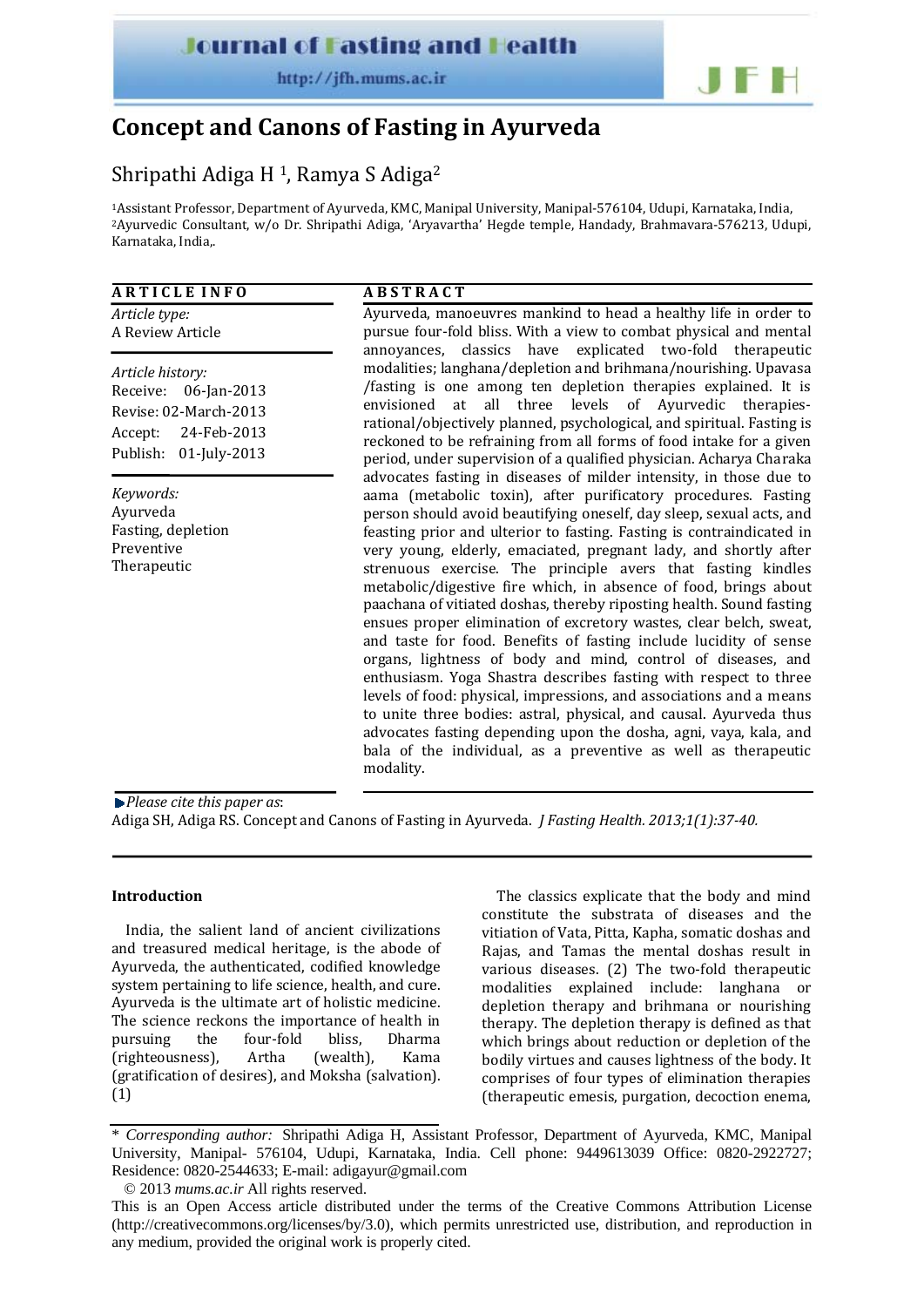# Concept and Canons of Fasting in Ayurveda

Shripathi Adiga H [1], Ramya S Adiga[2]

[1]Assistant Professor, Department of Ayurveda, KMC, Manipal University, Manipal-576104, Udupi, Karnataka, India, [2]Ayurvedic Consultant, w/o Dr. Shripathi Adiga, 'Aryavartha' Hegde temple, Handady, Brahmavara-576213, Udupi, Karnataka, India,.

**ARTICLE INFO**

*Article type:*
A Review Article

*Article history:*
Receive: 06-Jan-2013
Revise: 02-March-2013
Accept: 24-Feb-2013
Publish: 01-July-2013

*Keywords:*
Ayurveda
Fasting, depletion
Preventive
Therapeutic

**ABSTRACT**

Ayurveda, manoeuvres mankind to head a healthy life in order to pursue four-fold bliss. With a view to combat physical and mental annoyances, classics have explicated two-fold therapeutic modalities; langhana/depletion and brihmana/nourishing. Upavasa /fasting is one among ten depletion therapies explained. It is envisioned at all three levels of Ayurvedic therapies-rational/objectively planned, psychological, and spiritual. Fasting is reckoned to be refraining from all forms of food intake for a given period, under supervision of a qualified physician. Acharya Charaka advocates fasting in diseases of milder intensity, in those due to aama (metabolic toxin), after purificatory procedures. Fasting person should avoid beautifying oneself, day sleep, sexual acts, and feasting prior and ulterior to fasting. Fasting is contraindicated in very young, elderly, emaciated, pregnant lady, and shortly after strenuous exercise. The principle avers that fasting kindles metabolic/digestive fire which, in absence of food, brings about paachana of vitiated doshas, thereby riposting health. Sound fasting ensues proper elimination of excretory wastes, clear belch, sweat, and taste for food. Benefits of fasting include lucidity of sense organs, lightness of body and mind, control of diseases, and enthusiasm. Yoga Shastra describes fasting with respect to three levels of food: physical, impressions, and associations and a means to unite three bodies: astral, physical, and causal. Ayurveda thus advocates fasting depending upon the dosha, agni, vaya, kala, and bala of the individual, as a preventive as well as therapeutic modality.

*Please cite this paper as*:
Adiga SH, Adiga RS. Concept and Canons of Fasting in Ayurveda. *J Fasting Health. 2013;1(1):37-40.*

## Introduction

India, the salient land of ancient civilizations and treasured medical heritage, is the abode of Ayurveda, the authenticated, codified knowledge system pertaining to life science, health, and cure. Ayurveda is the ultimate art of holistic medicine. The science reckons the importance of health in pursuing the four-fold bliss, Dharma (righteousness), Artha (wealth), Kama (gratification of desires), and Moksha (salvation). (1)

The classics explicate that the body and mind constitute the substrata of diseases and the vitiation of Vata, Pitta, Kapha, somatic doshas and Rajas, and Tamas the mental doshas result in various diseases. (2) The two-fold therapeutic modalities explained include: langhana or depletion therapy and brihmana or nourishing therapy. The depletion therapy is defined as that which brings about reduction or depletion of the bodily virtues and causes lightness of the body. It comprises of four types of elimination therapies (therapeutic emesis, purgation, decoction enema,

\* *Corresponding author:* Shripathi Adiga H, Assistant Professor, Department of Ayurveda, KMC, Manipal University, Manipal- 576104, Udupi, Karnataka, India. Cell phone: 9449613039 Office: 0820-2922727; Residence: 0820-2544633; E-mail: adigayur@gmail.com

© 2013 *mums.ac.ir* All rights reserved.

This is an Open Access article distributed under the terms of the Creative Commons Attribution License (http://creativecommons.org/licenses/by/3.0), which permits unrestricted use, distribution, and reproduction in any medium, provided the original work is properly cited.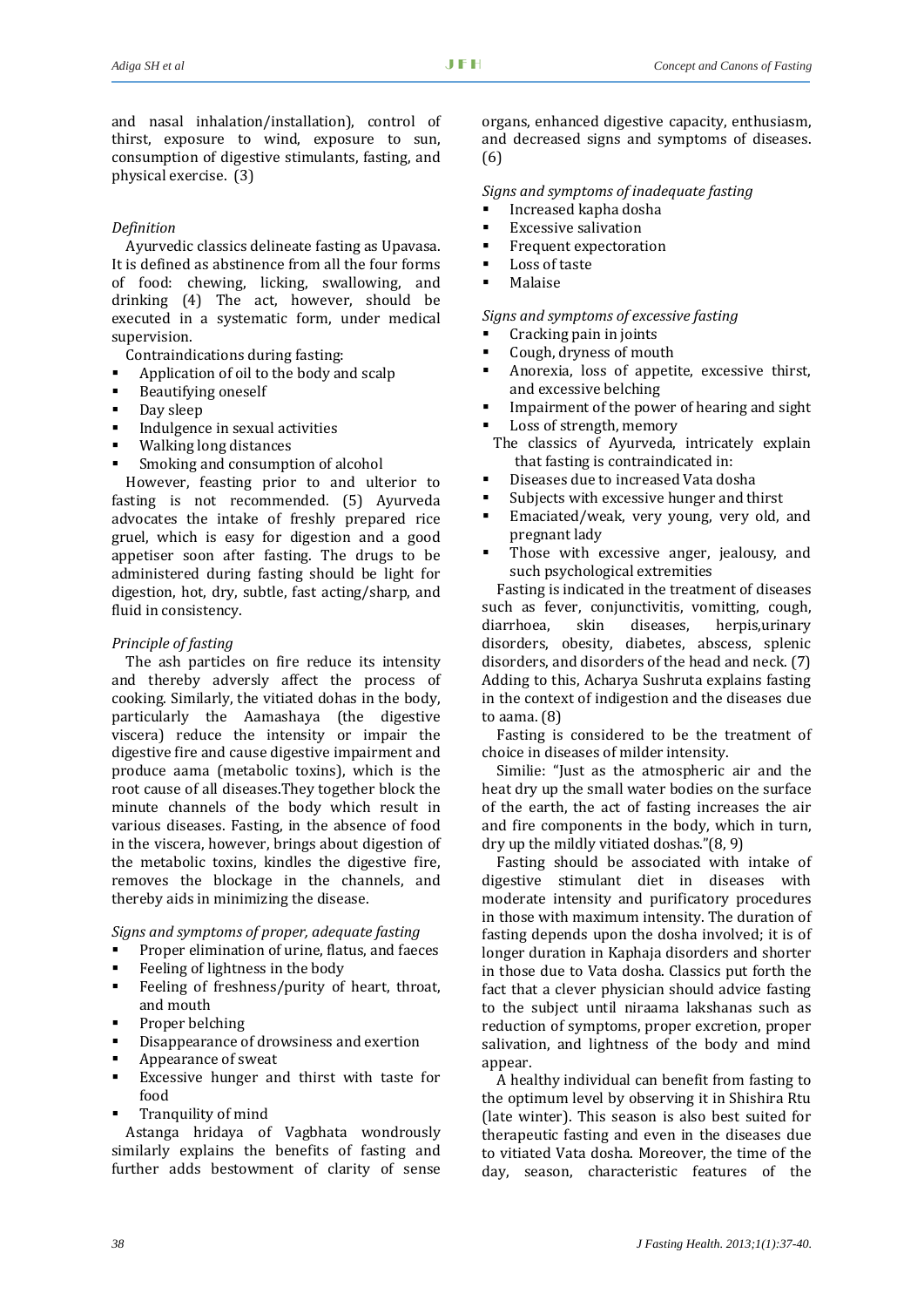and nasal inhalation/installation), control of thirst, exposure to wind, exposure to sun, consumption of digestive stimulants, fasting, and physical exercise. (3)

*Definition*

Ayurvedic classics delineate fasting as Upavasa. It is defined as abstinence from all the four forms of food: chewing, licking, swallowing, and drinking (4) The act, however, should be executed in a systematic form, under medical supervision.

Contraindications during fasting:

- Application of oil to the body and scalp
- Beautifying oneself
- Day sleep
- Indulgence in sexual activities
- Walking long distances
- Smoking and consumption of alcohol

However, feasting prior to and ulterior to fasting is not recommended. (5) Ayurveda advocates the intake of freshly prepared rice gruel, which is easy for digestion and a good appetiser soon after fasting. The drugs to be administered during fasting should be light for digestion, hot, dry, subtle, fast acting/sharp, and fluid in consistency.

*Principle of fasting*

The ash particles on fire reduce its intensity and thereby adversly affect the process of cooking. Similarly, the vitiated dohas in the body, particularly the Aamashaya (the digestive viscera) reduce the intensity or impair the digestive fire and cause digestive impairment and produce aama (metabolic toxins), which is the root cause of all diseases.They together block the minute channels of the body which result in various diseases. Fasting, in the absence of food in the viscera, however, brings about digestion of the metabolic toxins, kindles the digestive fire, removes the blockage in the channels, and thereby aids in minimizing the disease.

*Signs and symptoms of proper, adequate fasting*

- Proper elimination of urine, flatus, and faeces
- Feeling of lightness in the body
- Feeling of freshness/purity of heart, throat, and mouth
- Proper belching
- Disappearance of drowsiness and exertion
- Appearance of sweat
- Excessive hunger and thirst with taste for food
- Tranquility of mind

Astanga hridaya of Vagbhata wondrously similarly explains the benefits of fasting and further adds bestowment of clarity of sense organs, enhanced digestive capacity, enthusiasm, and decreased signs and symptoms of diseases. (6)

*Signs and symptoms of inadequate fasting*

- Increased kapha dosha
- Excessive salivation
- Frequent expectoration
- Loss of taste
- Malaise

*Signs and symptoms of excessive fasting*

- Cracking pain in joints
- Cough, dryness of mouth
- Anorexia, loss of appetite, excessive thirst, and excessive belching
- Impairment of the power of hearing and sight
- Loss of strength, memory

The classics of Ayurveda, intricately explain that fasting is contraindicated in:

- Diseases due to increased Vata dosha
- Subjects with excessive hunger and thirst
- Emaciated/weak, very young, very old, and pregnant lady
- Those with excessive anger, jealousy, and such psychological extremities

Fasting is indicated in the treatment of diseases such as fever, conjunctivitis, vomitting, cough, diarrhoea, skin diseases, herpis,urinary disorders, obesity, diabetes, abscess, splenic disorders, and disorders of the head and neck. (7) Adding to this, Acharya Sushruta explains fasting in the context of indigestion and the diseases due to aama. (8)

Fasting is considered to be the treatment of choice in diseases of milder intensity.

Similie: "Just as the atmospheric air and the heat dry up the small water bodies on the surface of the earth, the act of fasting increases the air and fire components in the body, which in turn, dry up the mildly vitiated doshas."(8, 9)

Fasting should be associated with intake of digestive stimulant diet in diseases with moderate intensity and purificatory procedures in those with maximum intensity. The duration of fasting depends upon the dosha involved; it is of longer duration in Kaphaja disorders and shorter in those due to Vata dosha. Classics put forth the fact that a clever physician should advice fasting to the subject until niraama lakshanas such as reduction of symptoms, proper excretion, proper salivation, and lightness of the body and mind appear.

A healthy individual can benefit from fasting to the optimum level by observing it in Shishira Rtu (late winter). This season is also best suited for therapeutic fasting and even in the diseases due to vitiated Vata dosha. Moreover, the time of the day, season, characteristic features of the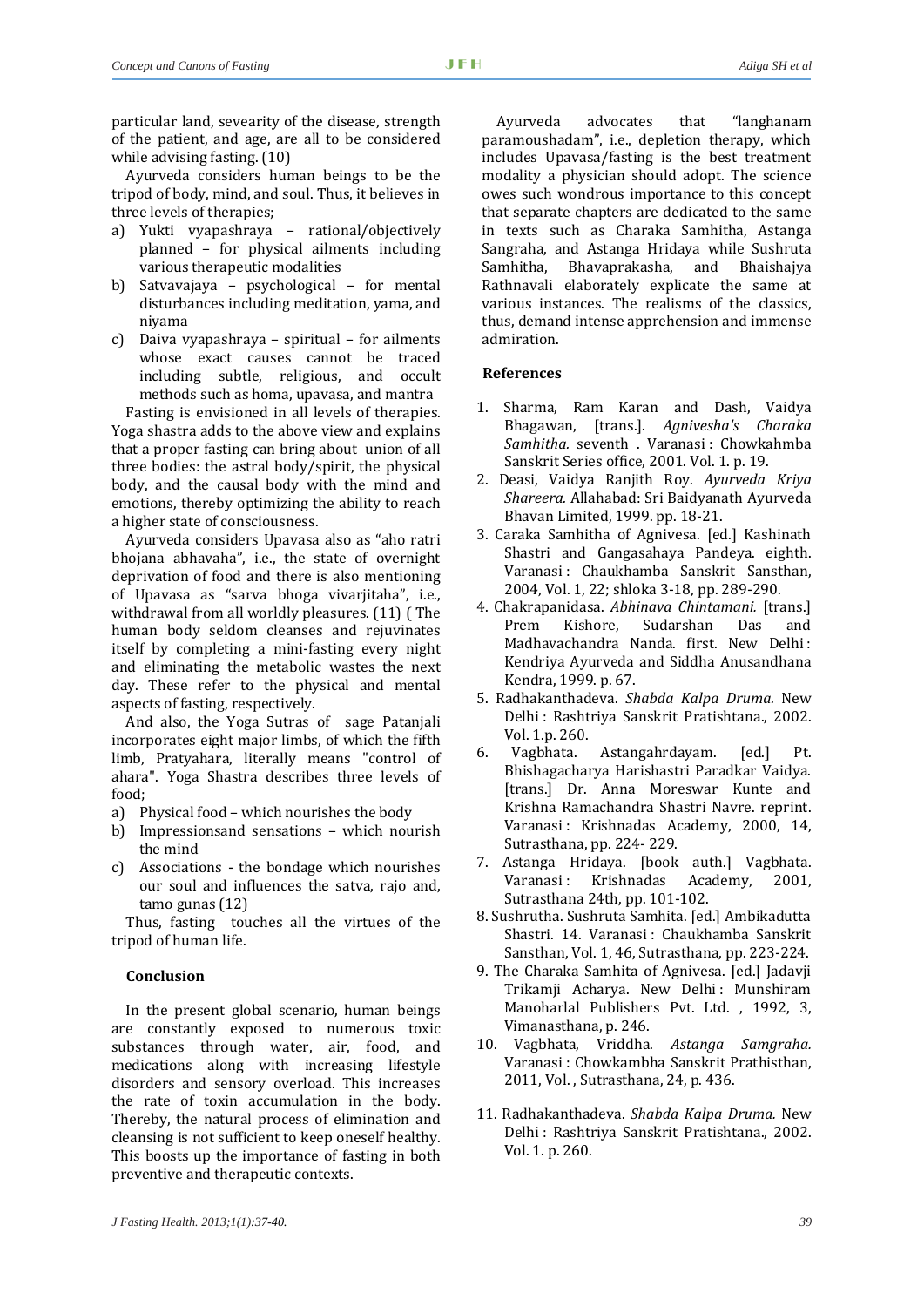particular land, sevearity of the disease, strength of the patient, and age, are all to be considered while advising fasting. (10)

Ayurveda considers human beings to be the tripod of body, mind, and soul. Thus, it believes in three levels of therapies;

a) Yukti vyapashraya – rational/objectively planned – for physical ailments including various therapeutic modalities
b) Satvavajaya – psychological – for mental disturbances including meditation, yama, and niyama
c) Daiva vyapashraya – spiritual – for ailments whose exact causes cannot be traced including subtle, religious, and occult methods such as homa, upavasa, and mantra

Fasting is envisioned in all levels of therapies. Yoga shastra adds to the above view and explains that a proper fasting can bring about union of all three bodies: the astral body/spirit, the physical body, and the causal body with the mind and emotions, thereby optimizing the ability to reach a higher state of consciousness.

Ayurveda considers Upavasa also as "aho ratri bhojana abhavaha", i.e., the state of overnight deprivation of food and there is also mentioning of Upavasa as "sarva bhoga vivarjitaha", i.e., withdrawal from all worldly pleasures. (11) ( The human body seldom cleanses and rejuvinates itself by completing a mini-fasting every night and eliminating the metabolic wastes the next day. These refer to the physical and mental aspects of fasting, respectively.

And also, the Yoga Sutras of sage Patanjali incorporates eight major limbs, of which the fifth limb, Pratyahara, literally means "control of ahara". Yoga Shastra describes three levels of food;

a) Physical food – which nourishes the body
b) Impressionsand sensations – which nourish the mind
c) Associations - the bondage which nourishes our soul and influences the satva, rajo and, tamo gunas (12)

Thus, fasting touches all the virtues of the tripod of human life.

## Conclusion

In the present global scenario, human beings are constantly exposed to numerous toxic substances through water, air, food, and medications along with increasing lifestyle disorders and sensory overload. This increases the rate of toxin accumulation in the body. Thereby, the natural process of elimination and cleansing is not sufficient to keep oneself healthy. This boosts up the importance of fasting in both preventive and therapeutic contexts.

Ayurveda advocates that "langhanam paramoushadam", i.e., depletion therapy, which includes Upavasa/fasting is the best treatment modality a physician should adopt. The science owes such wondrous importance to this concept that separate chapters are dedicated to the same in texts such as Charaka Samhitha, Astanga Sangraha, and Astanga Hridaya while Sushruta Samhitha, Bhavaprakasha, and Bhaishajya Rathnavali elaborately explicate the same at various instances. The realisms of the classics, thus, demand intense apprehension and immense admiration.

## References

1. Sharma, Ram Karan and Dash, Vaidya Bhagawan, [trans.]. *Agnivesha's Charaka Samhitha.* seventh . Varanasi : Chowkahmba Sanskrit Series office, 2001. Vol. 1. p. 19.
2. Deasi, Vaidya Ranjith Roy. *Ayurveda Kriya Shareera.* Allahabad: Sri Baidyanath Ayurveda Bhavan Limited, 1999. pp. 18-21.
3. Caraka Samhitha of Agnivesa. [ed.] Kashinath Shastri and Gangasahaya Pandeya. eighth. Varanasi : Chaukhamba Sanskrit Sansthan, 2004, Vol. 1, 22; shloka 3-18, pp. 289-290.
4. Chakrapanidasa. *Abhinava Chintamani.* [trans.] Prem Kishore, Sudarshan Das and Madhavachandra Nanda. first. New Delhi : Kendriya Ayurveda and Siddha Anusandhana Kendra, 1999. p. 67.
5. Radhakanthadeva. *Shabda Kalpa Druma.* New Delhi : Rashtriya Sanskrit Pratishtana., 2002. Vol. 1.p. 260.
6. Vagbhata. Astangahrdayam. [ed.] Pt. Bhishagacharya Harishastri Paradkar Vaidya. [trans.] Dr. Anna Moreswar Kunte and Krishna Ramachandra Shastri Navre. reprint. Varanasi : Krishnadas Academy, 2000, 14, Sutrasthana, pp. 224- 229.
7. Astanga Hridaya. [book auth.] Vagbhata. Varanasi : Krishnadas Academy, 2001, Sutrasthana 24th, pp. 101-102.
8. Sushrutha. Sushruta Samhita. [ed.] Ambikadutta Shastri. 14. Varanasi : Chaukhamba Sanskrit Sansthan, Vol. 1, 46, Sutrasthana, pp. 223-224.
9. The Charaka Samhita of Agnivesa. [ed.] Jadavji Trikamji Acharya. New Delhi : Munshiram Manoharlal Publishers Pvt. Ltd. , 1992, 3, Vimanasthana, p. 246.
10. Vagbhata, Vriddha. *Astanga Samgraha.* Varanasi : Chowkambha Sanskrit Prathisthan, 2011, Vol. , Sutrasthana, 24, p. 436.
11. Radhakanthadeva. *Shabda Kalpa Druma.* New Delhi : Rashtriya Sanskrit Pratishtana., 2002. Vol. 1. p. 260.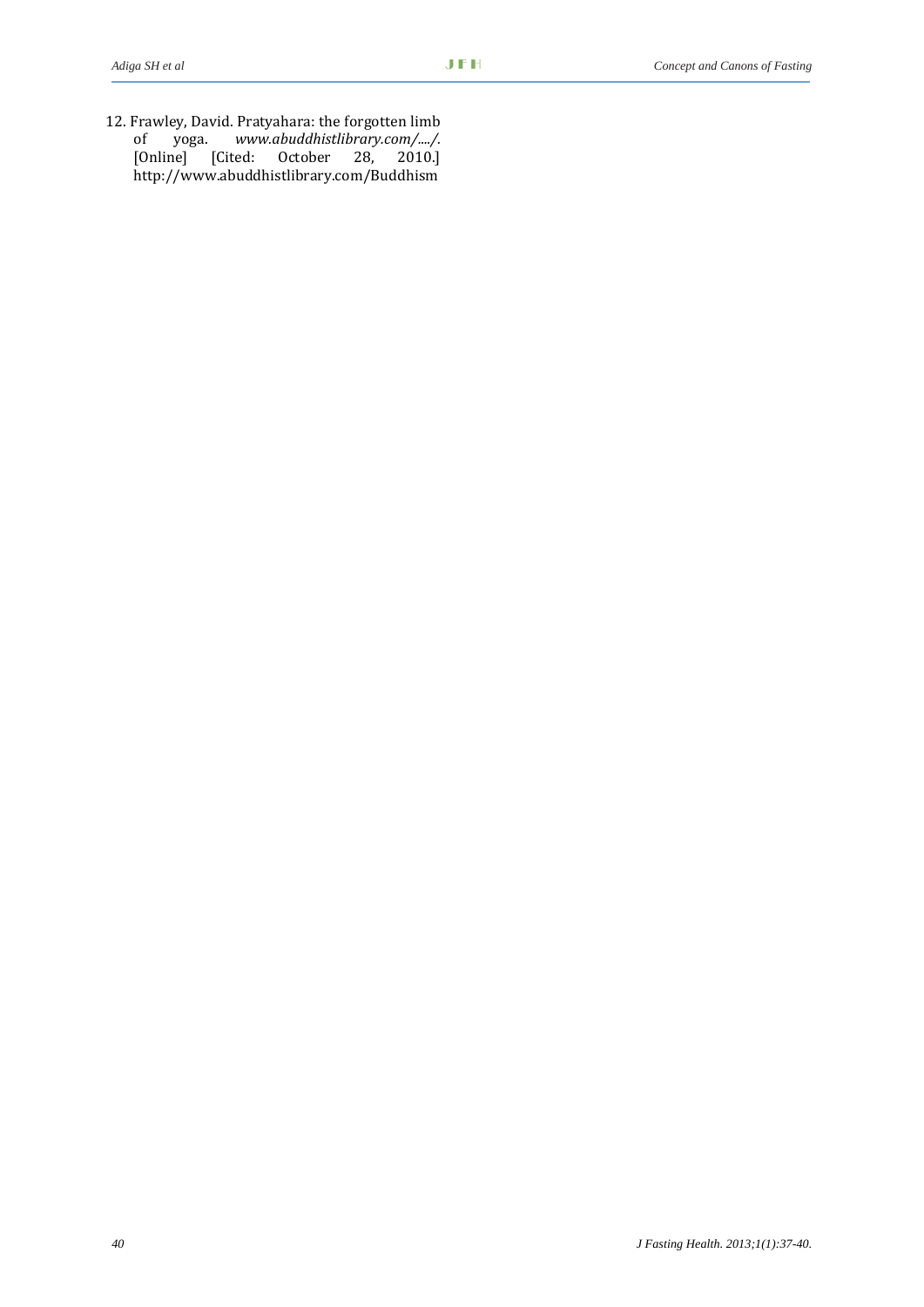12. Frawley, David. Pratyahara: the forgotten limb of yoga. *www.abuddhistlibrary.com/..../.* [Online] [Cited: October 28, 2010.] http://www.abuddhistlibrary.com/Buddhism